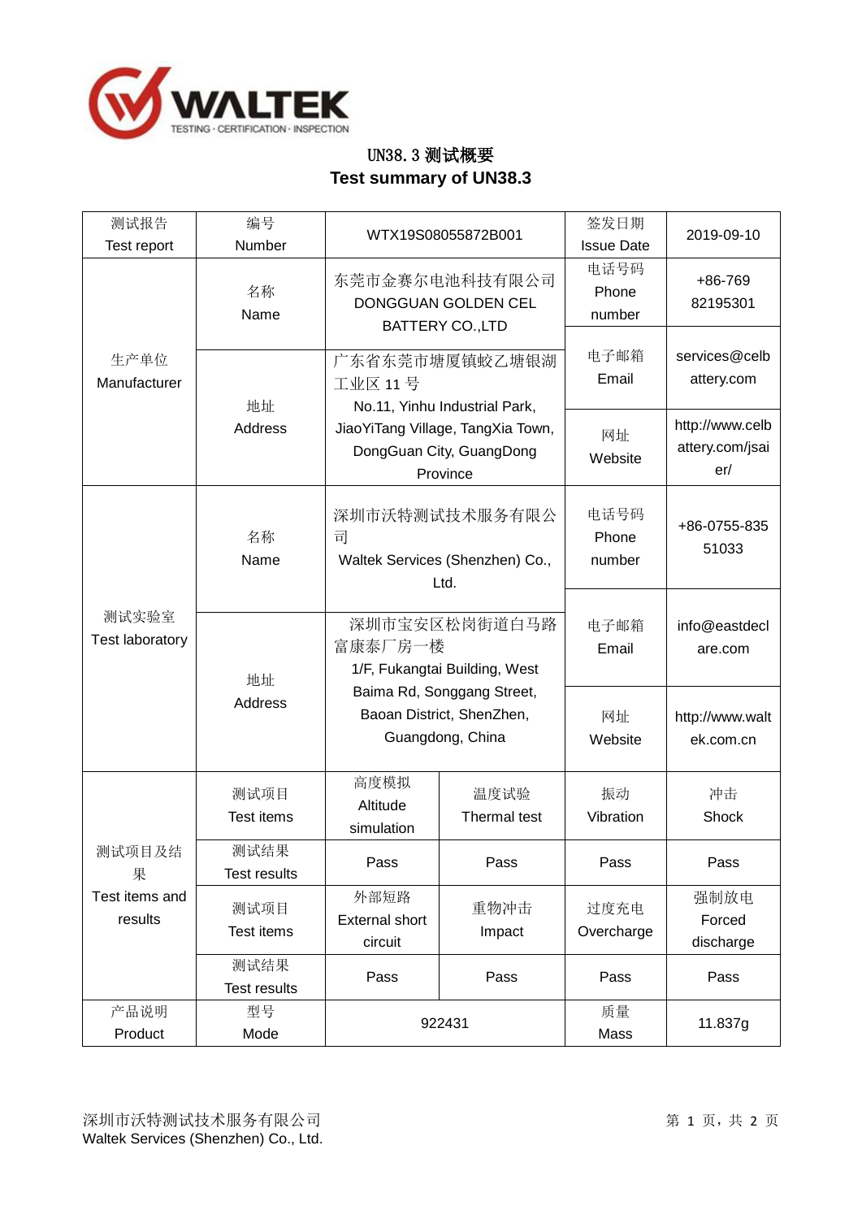WALTEK

TESTING · CERTIFICATION · INSPECTION

# UN38.3 测试概要
# Test summary of UN38.3

| 测试报告 Test report | 编号 Number | WTX19S08055872B001 | | 签发日期 Issue Date | 2019-09-10 |
|---|---|---|---|---|---|
| 生产单位 Manufacturer | 名称 Name | 东莞市金赛尔电池科技有限公司 DONGGUAN GOLDEN CEL BATTERY CO.,LTD | | 电话号码 Phone number | +86-769 82195301 |
| | 地址 Address | 广东省东莞市塘厦镇蛟乙塘银湖工业区 11 号 No.11, Yinhu Industrial Park, JiaoYiTang Village, TangXia Town, DongGuan City, GuangDong Province | | 电子邮箱 Email | services@celbattery.com |
| | | | | 网址 Website | http://www.celbattery.com/jsaier/ |
| 测试实验室 Test laboratory | 名称 Name | 深圳市沃特测试技术服务有限公司 Waltek Services (Shenzhen) Co., Ltd. | | 电话号码 Phone number | +86-0755-835 51033 |
| | 地址 Address | 深圳市宝安区松岗街道白马路富康泰厂房一楼 1/F, Fukangtai Building, West Baima Rd, Songgang Street, Baoan District, ShenZhen, Guangdong, China | | 电子邮箱 Email | info@eastdeclare.com |
| | | | | 网址 Website | http://www.waltek.com.cn |
| 测试项目及结果 Test items and results | 测试项目 Test items | 高度模拟 Altitude simulation | 温度试验 Thermal test | 振动 Vibration | 冲击 Shock |
| | 测试结果 Test results | Pass | Pass | Pass | Pass |
| | 测试项目 Test items | 外部短路 External short circuit | 重物冲击 Impact | 过度充电 Overcharge | 强制放电 Forced discharge |
| | 测试结果 Test results | Pass | Pass | Pass | Pass |
| 产品说明 Product | 型号 Mode | 922431 | | 质量 Mass | 11.837g |

深圳市沃特测试技术服务有限公司
Waltek Services (Shenzhen) Co., Ltd.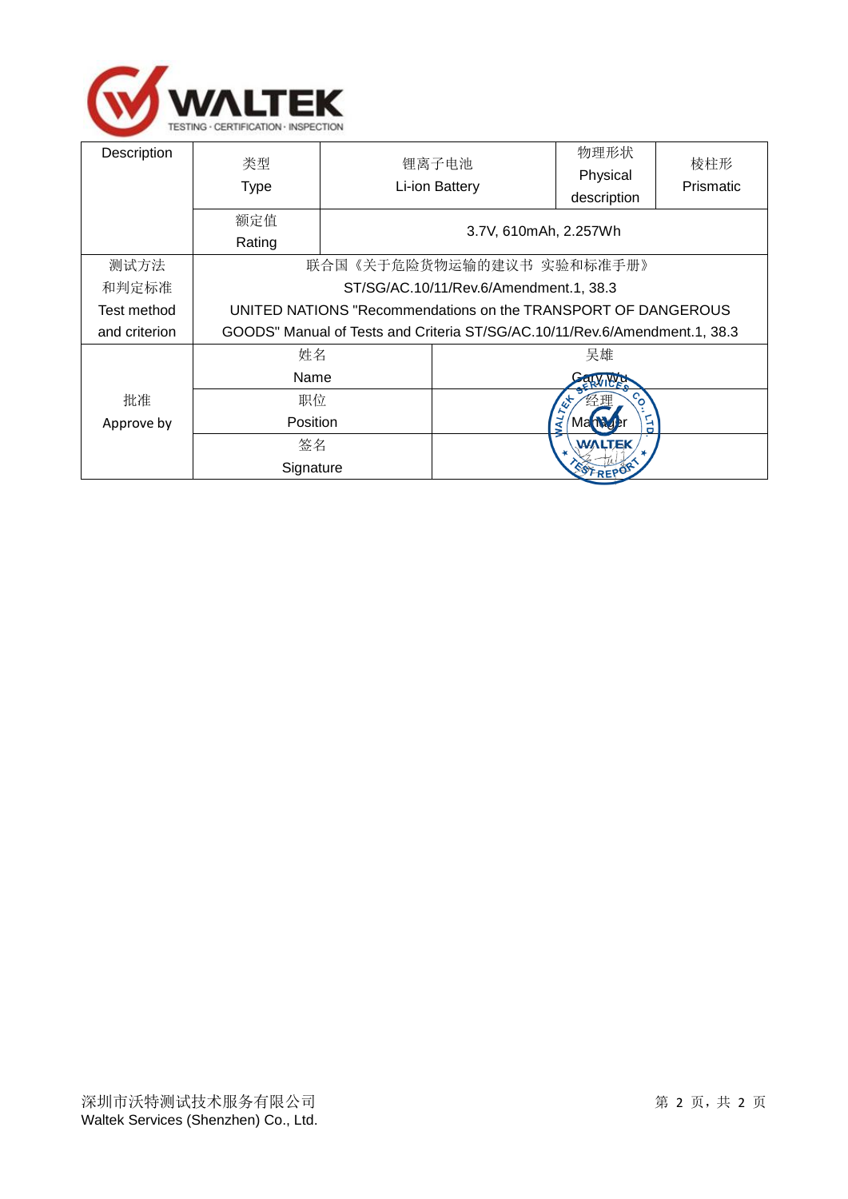| | | | | |
|---|---|---|---|---|
| Description | 类型<br>Type | 锂离子电池<br>Li-ion Battery | 物理形状<br>Physical description | 棱柱形<br>Prismatic |
| | 额定值<br>Rating | 3.7V, 610mAh, 2.257Wh | | |
| 测试方法<br>和判定标准<br>Test method<br>and criterion | 联合国《关于危险货物运输的建议书 实验和标准手册》<br>ST/SG/AC.10/11/Rev.6/Amendment.1, 38.3<br>UNITED NATIONS "Recommendations on the TRANSPORT OF DANGEROUS GOODS" Manual of Tests and Criteria ST/SG/AC.10/11/Rev.6/Amendment.1, 38.3 | | | |
| 批准<br>Approve by | 姓名<br>Name | 吴雄<br>Gary Wu | | |
| | 职位<br>Position | 经理<br>Manager | | |
| | 签名<br>Signature | | | |

深圳市沃特测试技术服务有限公司
Waltek Services (Shenzhen) Co., Ltd.